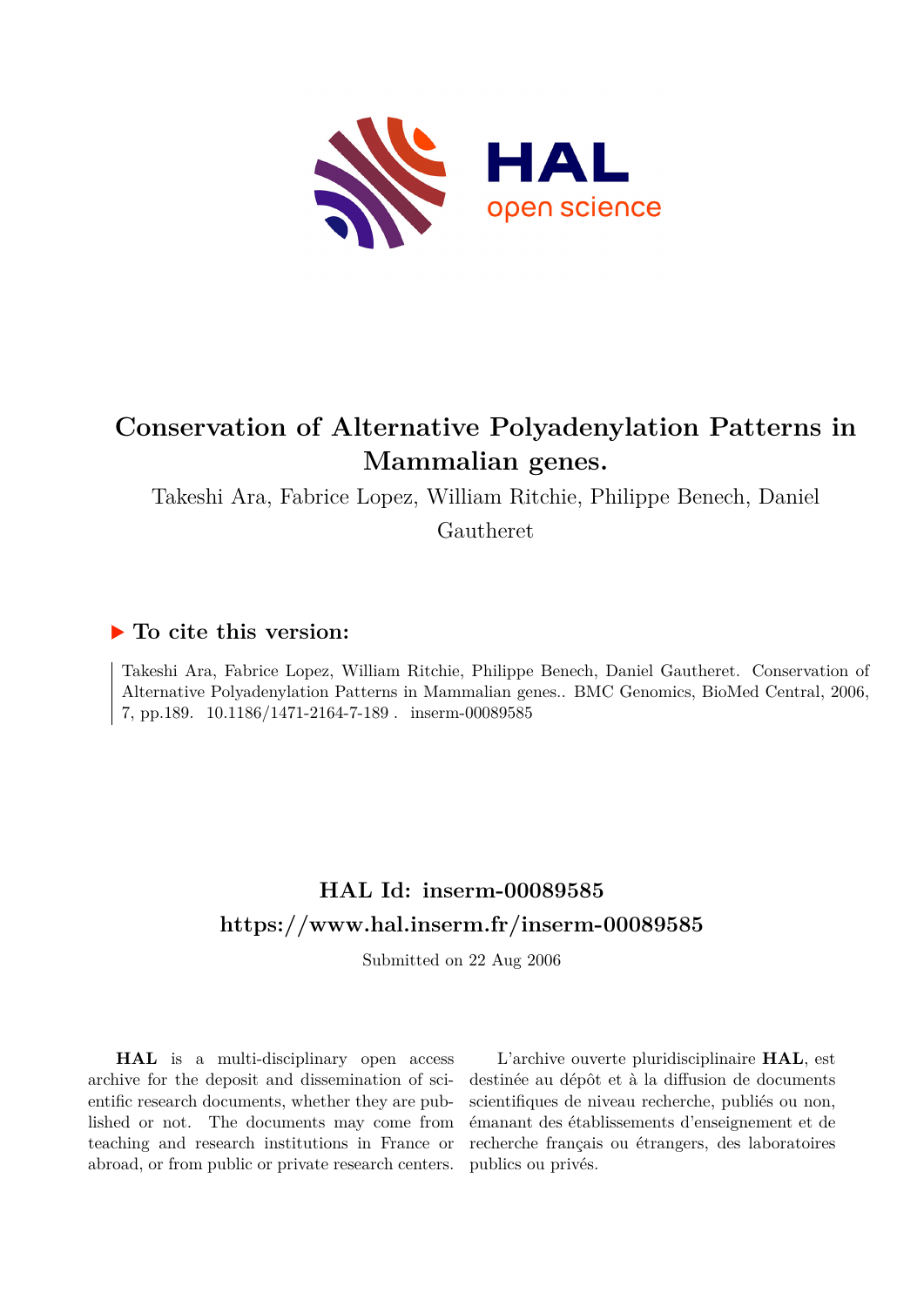# Conservation of Alternative Polyadenylation Patterns in Mammalian genes.

Takeshi Ara, Fabrice Lopez, William Ritchie, Philippe Benech, Daniel Gautheret

## ▶ To cite this version:

Takeshi Ara, Fabrice Lopez, William Ritchie, Philippe Benech, Daniel Gautheret. Conservation of Alternative Polyadenylation Patterns in Mammalian genes.. BMC Genomics, BioMed Central, 2006, 7, pp.189. 10.1186/1471-2164-7-189 . inserm-00089585

## HAL Id: inserm-00089585
## https://www.hal.inserm.fr/inserm-00089585

Submitted on 22 Aug 2006

**HAL** is a multi-disciplinary open access archive for the deposit and dissemination of scientific research documents, whether they are published or not. The documents may come from teaching and research institutions in France or abroad, or from public or private research centers.

L'archive ouverte pluridisciplinaire **HAL**, est destinée au dépôt et à la diffusion de documents scientifiques de niveau recherche, publiés ou non, émanant des établissements d'enseignement et de recherche français ou étrangers, des laboratoires publics ou privés.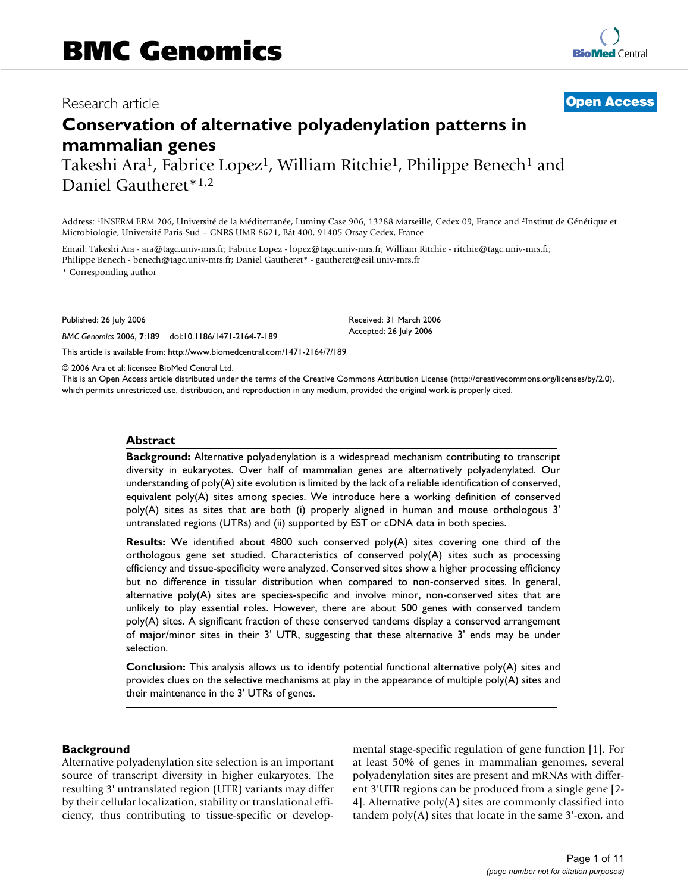# BMC Genomics

Research article

**Open Access**

# Conservation of alternative polyadenylation patterns in mammalian genes

Takeshi Ara[1], Fabrice Lopez[1], William Ritchie[1], Philippe Benech[1] and Daniel Gautheret*[1,2]

Address: [1]INSERM ERM 206, Université de la Méditerranée, Luminy Case 906, 13288 Marseille, Cedex 09, France and [2]Institut de Génétique et Microbiologie, Université Paris-Sud – CNRS UMR 8621, Bât 400, 91405 Orsay Cedex, France

Email: Takeshi Ara - ara@tagc.univ-mrs.fr; Fabrice Lopez - lopez@tagc.univ-mrs.fr; William Ritchie - ritchie@tagc.univ-mrs.fr; Philippe Benech - benech@tagc.univ-mrs.fr; Daniel Gautheret* - gautheret@esil.univ-mrs.fr

\* Corresponding author

Published: 26 July 2006

*BMC Genomics* 2006, **7**:189 doi:10.1186/1471-2164-7-189

Received: 31 March 2006
Accepted: 26 July 2006

This article is available from: http://www.biomedcentral.com/1471-2164/7/189

© 2006 Ara et al; licensee BioMed Central Ltd.
This is an Open Access article distributed under the terms of the Creative Commons Attribution License (http://creativecommons.org/licenses/by/2.0), which permits unrestricted use, distribution, and reproduction in any medium, provided the original work is properly cited.

## Abstract

**Background:** Alternative polyadenylation is a widespread mechanism contributing to transcript diversity in eukaryotes. Over half of mammalian genes are alternatively polyadenylated. Our understanding of poly(A) site evolution is limited by the lack of a reliable identification of conserved, equivalent poly(A) sites among species. We introduce here a working definition of conserved poly(A) sites as sites that are both (i) properly aligned in human and mouse orthologous 3' untranslated regions (UTRs) and (ii) supported by EST or cDNA data in both species.

**Results:** We identified about 4800 such conserved poly(A) sites covering one third of the orthologous gene set studied. Characteristics of conserved poly(A) sites such as processing efficiency and tissue-specificity were analyzed. Conserved sites show a higher processing efficiency but no difference in tissular distribution when compared to non-conserved sites. In general, alternative poly(A) sites are species-specific and involve minor, non-conserved sites that are unlikely to play essential roles. However, there are about 500 genes with conserved tandem poly(A) sites. A significant fraction of these conserved tandems display a conserved arrangement of major/minor sites in their 3' UTR, suggesting that these alternative 3' ends may be under selection.

**Conclusion:** This analysis allows us to identify potential functional alternative poly(A) sites and provides clues on the selective mechanisms at play in the appearance of multiple poly(A) sites and their maintenance in the 3' UTRs of genes.

## Background

Alternative polyadenylation site selection is an important source of transcript diversity in higher eukaryotes. The resulting 3' untranslated region (UTR) variants may differ by their cellular localization, stability or translational efficiency, thus contributing to tissue-specific or developmental stage-specific regulation of gene function [1]. For at least 50% of genes in mammalian genomes, several polyadenylation sites are present and mRNAs with different 3'UTR regions can be produced from a single gene [2-4]. Alternative poly(A) sites are commonly classified into tandem poly(A) sites that locate in the same 3'-exon, and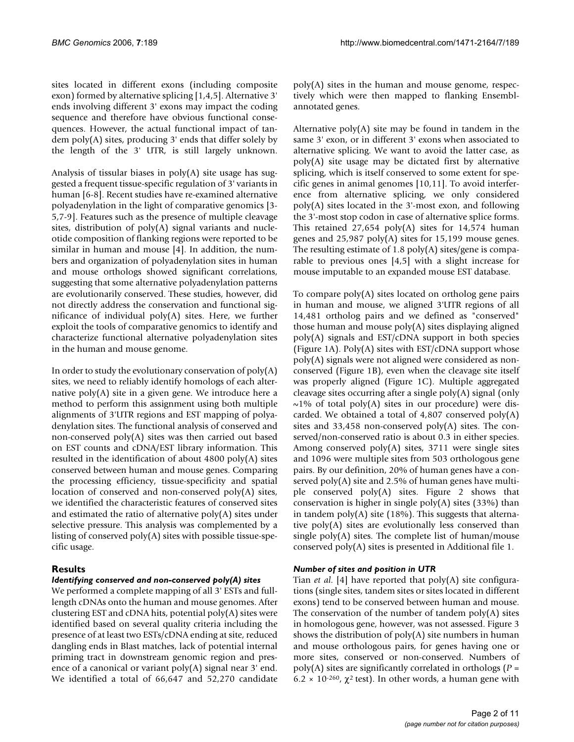sites located in different exons (including composite exon) formed by alternative splicing [1,4,5]. Alternative 3' ends involving different 3' exons may impact the coding sequence and therefore have obvious functional consequences. However, the actual functional impact of tandem poly(A) sites, producing 3' ends that differ solely by the length of the 3' UTR, is still largely unknown.

Analysis of tissular biases in poly(A) site usage has suggested a frequent tissue-specific regulation of 3' variants in human [6-8]. Recent studies have re-examined alternative polyadenylation in the light of comparative genomics [3-5,7-9]. Features such as the presence of multiple cleavage sites, distribution of poly(A) signal variants and nucleotide composition of flanking regions were reported to be similar in human and mouse [4]. In addition, the numbers and organization of polyadenylation sites in human and mouse orthologs showed significant correlations, suggesting that some alternative polyadenylation patterns are evolutionarily conserved. These studies, however, did not directly address the conservation and functional significance of individual poly(A) sites. Here, we further exploit the tools of comparative genomics to identify and characterize functional alternative polyadenylation sites in the human and mouse genome.

In order to study the evolutionary conservation of poly(A) sites, we need to reliably identify homologs of each alternative poly(A) site in a given gene. We introduce here a method to perform this assignment using both multiple alignments of 3'UTR regions and EST mapping of polyadenylation sites. The functional analysis of conserved and non-conserved poly(A) sites was then carried out based on EST counts and cDNA/EST library information. This resulted in the identification of about 4800 poly(A) sites conserved between human and mouse genes. Comparing the processing efficiency, tissue-specificity and spatial location of conserved and non-conserved poly(A) sites, we identified the characteristic features of conserved sites and estimated the ratio of alternative poly(A) sites under selective pressure. This analysis was complemented by a listing of conserved poly(A) sites with possible tissue-specific usage.

## Results

### *Identifying conserved and non-conserved poly(A) sites*

We performed a complete mapping of all 3' ESTs and full-length cDNAs onto the human and mouse genomes. After clustering EST and cDNA hits, potential poly(A) sites were identified based on several quality criteria including the presence of at least two ESTs/cDNA ending at site, reduced dangling ends in Blast matches, lack of potential internal priming tract in downstream genomic region and presence of a canonical or variant poly(A) signal near 3' end. We identified a total of 66,647 and 52,270 candidate poly(A) sites in the human and mouse genome, respectively which were then mapped to flanking Ensembl-annotated genes.

Alternative poly(A) site may be found in tandem in the same 3' exon, or in different 3' exons when associated to alternative splicing. We want to avoid the latter case, as poly(A) site usage may be dictated first by alternative splicing, which is itself conserved to some extent for specific genes in animal genomes [10,11]. To avoid interference from alternative splicing, we only considered poly(A) sites located in the 3'-most exon, and following the 3'-most stop codon in case of alternative splice forms. This retained 27,654 poly(A) sites for 14,574 human genes and 25,987 poly(A) sites for 15,199 mouse genes. The resulting estimate of 1.8 poly(A) sites/gene is comparable to previous ones [4,5] with a slight increase for mouse imputable to an expanded mouse EST database.

To compare poly(A) sites located on ortholog gene pairs in human and mouse, we aligned 3'UTR regions of all 14,481 ortholog pairs and we defined as "conserved" those human and mouse poly(A) sites displaying aligned poly(A) signals and EST/cDNA support in both species (Figure 1A). Poly(A) sites with EST/cDNA support whose poly(A) signals were not aligned were considered as non-conserved (Figure 1B), even when the cleavage site itself was properly aligned (Figure 1C). Multiple aggregated cleavage sites occurring after a single poly(A) signal (only ~1% of total poly(A) sites in our procedure) were discarded. We obtained a total of 4,807 conserved poly(A) sites and 33,458 non-conserved poly(A) sites. The conserved/non-conserved ratio is about 0.3 in either species. Among conserved poly(A) sites, 3711 were single sites and 1096 were multiple sites from 503 orthologous gene pairs. By our definition, 20% of human genes have a conserved poly(A) site and 2.5% of human genes have multiple conserved poly(A) sites. Figure 2 shows that conservation is higher in single poly(A) sites (33%) than in tandem poly(A) site (18%). This suggests that alternative poly(A) sites are evolutionally less conserved than single poly(A) sites. The complete list of human/mouse conserved poly(A) sites is presented in Additional file 1.

### *Number of sites and position in UTR*

Tian *et al.* [4] have reported that poly(A) site configurations (single sites, tandem sites or sites located in different exons) tend to be conserved between human and mouse. The conservation of the number of tandem poly(A) sites in homologous gene, however, was not assessed. Figure 3 shows the distribution of poly(A) site numbers in human and mouse orthologous pairs, for genes having one or more sites, conserved or non-conserved. Numbers of poly(A) sites are significantly correlated in orthologs ($P = 6.2 \times 10^{-260}$, $\chi^2$ test). In other words, a human gene with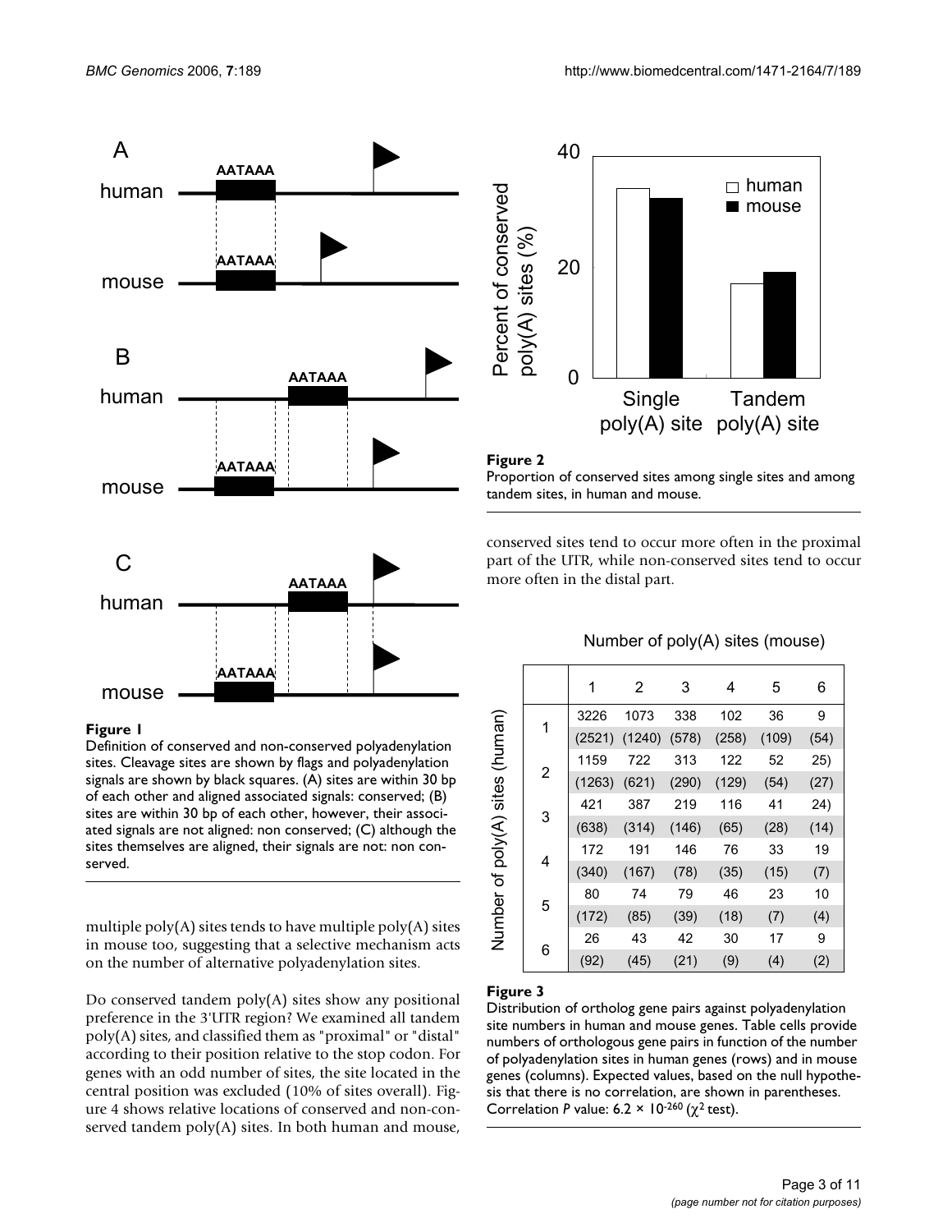**Figure 1**
Definition of conserved and non-conserved polyadenylation sites. Cleavage sites are shown by flags and polyadenylation signals are shown by black squares. (A) sites are within 30 bp of each other and aligned associated signals: conserved; (B) sites are within 30 bp of each other, however, their associated signals are not aligned: non conserved; (C) although the sites themselves are aligned, their signals are not: non conserved.

multiple poly(A) sites tends to have multiple poly(A) sites in mouse too, suggesting that a selective mechanism acts on the number of alternative polyadenylation sites.

Do conserved tandem poly(A) sites show any positional preference in the 3'UTR region? We examined all tandem poly(A) sites, and classified them as "proximal" or "distal" according to their position relative to the stop codon. For genes with an odd number of sites, the site located in the central position was excluded (10% of sites overall). Figure 4 shows relative locations of conserved and non-conserved tandem poly(A) sites. In both human and mouse, conserved sites tend to occur more often in the proximal part of the UTR, while non-conserved sites tend to occur more often in the distal part.

**Figure 2**
Proportion of conserved sites among single sites and among tandem sites, in human and mouse.

| Number of poly(A) sites (human) \ Number of poly(A) sites (mouse) | 1 | 2 | 3 | 4 | 5 | 6 |
|---|---|---|---|---|---|---|
| 1 | 3226 | 1073 | 338 | 102 | 36 | 9 |
| | (2521) | (1240) | (578) | (258) | (109) | (54) |
| 2 | 1159 | 722 | 313 | 122 | 52 | 25) |
| | (1263) | (621) | (290) | (129) | (54) | (27) |
| 3 | 421 | 387 | 219 | 116 | 41 | 24) |
| | (638) | (314) | (146) | (65) | (28) | (14) |
| 4 | 172 | 191 | 146 | 76 | 33 | 19 |
| | (340) | (167) | (78) | (35) | (15) | (7) |
| 5 | 80 | 74 | 79 | 46 | 23 | 10 |
| | (172) | (85) | (39) | (18) | (7) | (4) |
| 6 | 26 | 43 | 42 | 30 | 17 | 9 |
| | (92) | (45) | (21) | (9) | (4) | (2) |

**Figure 3**
Distribution of ortholog gene pairs against polyadenylation site numbers in human and mouse genes. Table cells provide numbers of orthologous gene pairs in function of the number of polyadenylation sites in human genes (rows) and in mouse genes (columns). Expected values, based on the null hypothesis that there is no correlation, are shown in parentheses. Correlation *P* value: $6.2 \times 10^{-260}$ ($\chi^2$ test).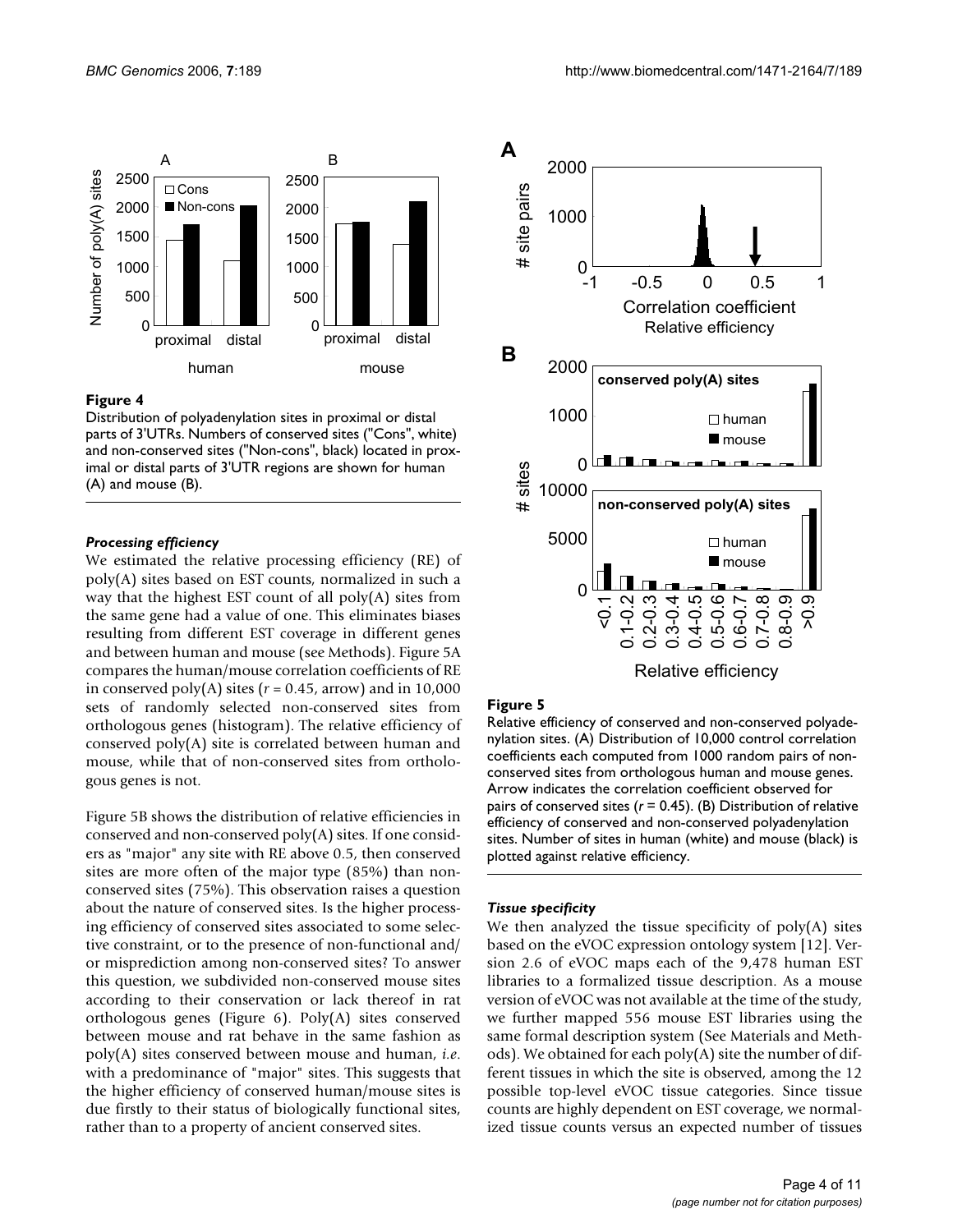**Figure 4**

Distribution of polyadenylation sites in proximal or distal parts of 3'UTRs. Numbers of conserved sites ("Cons", white) and non-conserved sites ("Non-cons", black) located in proximal or distal parts of 3'UTR regions are shown for human (A) and mouse (B).

### *Processing efficiency*

We estimated the relative processing efficiency (RE) of poly(A) sites based on EST counts, normalized in such a way that the highest EST count of all poly(A) sites from the same gene had a value of one. This eliminates biases resulting from different EST coverage in different genes and between human and mouse (see Methods). Figure 5A compares the human/mouse correlation coefficients of RE in conserved poly(A) sites ($r = 0.45$, arrow) and in 10,000 sets of randomly selected non-conserved sites from orthologous genes (histogram). The relative efficiency of conserved poly(A) site is correlated between human and mouse, while that of non-conserved sites from orthologous genes is not.

Figure 5B shows the distribution of relative efficiencies in conserved and non-conserved poly(A) sites. If one considers as "major" any site with RE above 0.5, then conserved sites are more often of the major type (85%) than non-conserved sites (75%). This observation raises a question about the nature of conserved sites. Is the higher processing efficiency of conserved sites associated to some selective constraint, or to the presence of non-functional and/or misprediction among non-conserved sites? To answer this question, we subdivided non-conserved mouse sites according to their conservation or lack thereof in rat orthologous genes (Figure 6). Poly(A) sites conserved between mouse and rat behave in the same fashion as poly(A) sites conserved between mouse and human, *i.e*. with a predominance of "major" sites. This suggests that the higher efficiency of conserved human/mouse sites is due firstly to their status of biologically functional sites, rather than to a property of ancient conserved sites.

**Figure 5**

Relative efficiency of conserved and non-conserved polyadenylation sites. (A) Distribution of 10,000 control correlation coefficients each computed from 1000 random pairs of non-conserved sites from orthologous human and mouse genes. Arrow indicates the correlation coefficient observed for pairs of conserved sites ($r = 0.45$). (B) Distribution of relative efficiency of conserved and non-conserved polyadenylation sites. Number of sites in human (white) and mouse (black) is plotted against relative efficiency.

### *Tissue specificity*

We then analyzed the tissue specificity of poly(A) sites based on the eVOC expression ontology system [12]. Version 2.6 of eVOC maps each of the 9,478 human EST libraries to a formalized tissue description. As a mouse version of eVOC was not available at the time of the study, we further mapped 556 mouse EST libraries using the same formal description system (See Materials and Methods). We obtained for each poly(A) site the number of different tissues in which the site is observed, among the 12 possible top-level eVOC tissue categories. Since tissue counts are highly dependent on EST coverage, we normalized tissue counts versus an expected number of tissues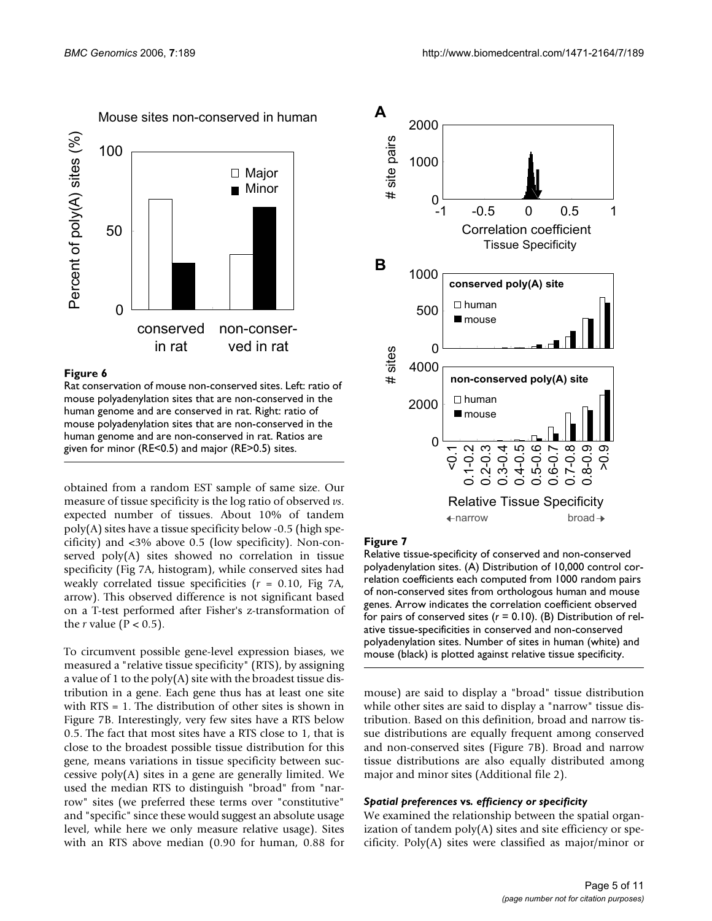**Figure 6**

Rat conservation of mouse non-conserved sites. Left: ratio of mouse polyadenylation sites that are non-conserved in the human genome and are conserved in rat. Right: ratio of mouse polyadenylation sites that are non-conserved in the human genome and are non-conserved in rat. Ratios are given for minor (RE<0.5) and major (RE>0.5) sites.

obtained from a random EST sample of same size. Our measure of tissue specificity is the log ratio of observed *vs*. expected number of tissues. About 10% of tandem poly(A) sites have a tissue specificity below -0.5 (high specificity) and <3% above 0.5 (low specificity). Non-conserved poly(A) sites showed no correlation in tissue specificity (Fig 7A, histogram), while conserved sites had weakly correlated tissue specificities ($r$ = 0.10, Fig 7A, arrow). This observed difference is not significant based on a T-test performed after Fisher's z-transformation of the $r$ value ($P < 0.5$).

To circumvent possible gene-level expression biases, we measured a "relative tissue specificity" (RTS), by assigning a value of 1 to the poly(A) site with the broadest tissue distribution in a gene. Each gene thus has at least one site with RTS = 1. The distribution of other sites is shown in Figure 7B. Interestingly, very few sites have a RTS below 0.5. The fact that most sites have a RTS close to 1, that is close to the broadest possible tissue distribution for this gene, means variations in tissue specificity between successive poly(A) sites in a gene are generally limited. We used the median RTS to distinguish "broad" from "narrow" sites (we preferred these terms over "constitutive" and "specific" since these would suggest an absolute usage level, while here we only measure relative usage). Sites with an RTS above median (0.90 for human, 0.88 for mouse) are said to display a "broad" tissue distribution while other sites are said to display a "narrow" tissue distribution. Based on this definition, broad and narrow tissue distributions are equally frequent among conserved and non-conserved sites (Figure 7B). Broad and narrow tissue distributions are also equally distributed among major and minor sites (Additional file 2).

**Figure 7**

Relative tissue-specificity of conserved and non-conserved polyadenylation sites. (A) Distribution of 10,000 control correlation coefficients each computed from 1000 random pairs of non-conserved sites from orthologous human and mouse genes. Arrow indicates the correlation coefficient observed for pairs of conserved sites ($r$ = 0.10). (B) Distribution of relative tissue-specificities in conserved and non-conserved polyadenylation sites. Number of sites in human (white) and mouse (black) is plotted against relative tissue specificity.

#### *Spatial preferences* vs. *efficiency or specificity*

We examined the relationship between the spatial organization of tandem poly(A) sites and site efficiency or specificity. Poly(A) sites were classified as major/minor or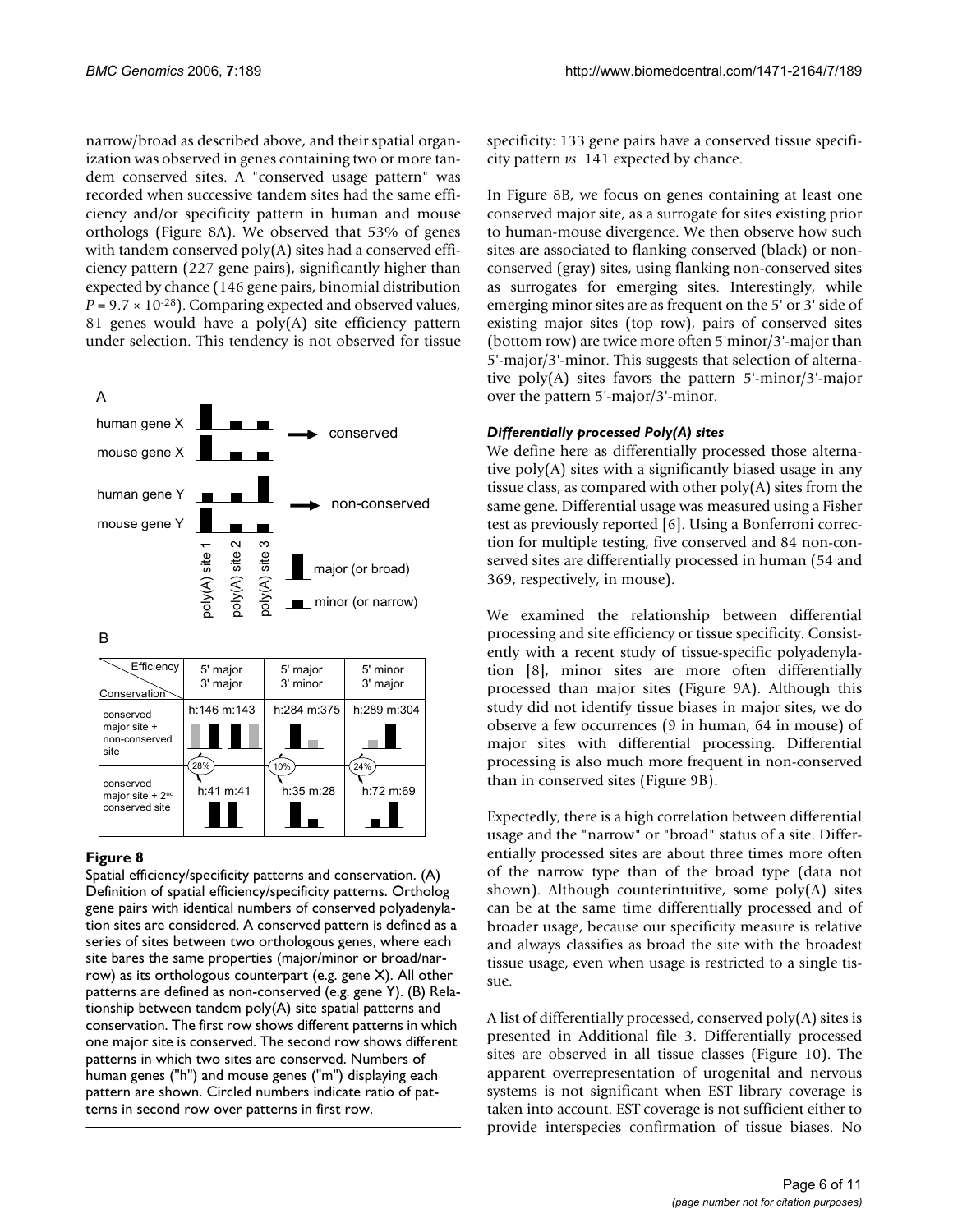narrow/broad as described above, and their spatial organization was observed in genes containing two or more tandem conserved sites. A "conserved usage pattern" was recorded when successive tandem sites had the same efficiency and/or specificity pattern in human and mouse orthologs (Figure 8A). We observed that 53% of genes with tandem conserved poly(A) sites had a conserved efficiency pattern (227 gene pairs), significantly higher than expected by chance (146 gene pairs, binomial distribution $P = 9.7 \times 10^{-28}$). Comparing expected and observed values, 81 genes would have a poly(A) site efficiency pattern under selection. This tendency is not observed for tissue specificity: 133 gene pairs have a conserved tissue specificity pattern *vs*. 141 expected by chance.

A

| | poly(A) site 1 | poly(A) site 2 | poly(A) site 3 | |
|---|---|---|---|---|
| human gene X | | | | → conserved |
| mouse gene X | | | | |
| human gene Y | | | | → non-conserved |
| mouse gene Y | | | | |

major (or broad)

minor (or narrow)

B

| Efficiency / Conservation | 5' major 3' major | 5' major 3' minor | 5' minor 3' major |
|---|---|---|---|
| conserved major site + non-conserved site | h:146 m:143 | h:284 m:375 | h:289 m:304 |
| | 28% | 10% | 24% |
| conserved major site + 2nd conserved site | h:41 m:41 | h:35 m:28 | h:72 m:69 |

**Figure 8**

Spatial efficiency/specificity patterns and conservation. (A) Definition of spatial efficiency/specificity patterns. Ortholog gene pairs with identical numbers of conserved polyadenylation sites are considered. A conserved pattern is defined as a series of sites between two orthologous genes, where each site bares the same properties (major/minor or broad/narrow) as its orthologous counterpart (e.g. gene X). All other patterns are defined as non-conserved (e.g. gene Y). (B) Relationship between tandem poly(A) site spatial patterns and conservation. The first row shows different patterns in which one major site is conserved. The second row shows different patterns in which two sites are conserved. Numbers of human genes ("h") and mouse genes ("m") displaying each pattern are shown. Circled numbers indicate ratio of patterns in second row over patterns in first row.

In Figure 8B, we focus on genes containing at least one conserved major site, as a surrogate for sites existing prior to human-mouse divergence. We then observe how such sites are associated to flanking conserved (black) or non-conserved (gray) sites, using flanking non-conserved sites as surrogates for emerging sites. Interestingly, while emerging minor sites are as frequent on the 5' or 3' side of existing major sites (top row), pairs of conserved sites (bottom row) are twice more often 5'minor/3'-major than 5'-major/3'-minor. This suggests that selection of alternative poly(A) sites favors the pattern 5'-minor/3'-major over the pattern 5'-major/3'-minor.

### *Differentially processed Poly(A) sites*

We define here as differentially processed those alternative poly(A) sites with a significantly biased usage in any tissue class, as compared with other poly(A) sites from the same gene. Differential usage was measured using a Fisher test as previously reported [6]. Using a Bonferroni correction for multiple testing, five conserved and 84 non-conserved sites are differentially processed in human (54 and 369, respectively, in mouse).

We examined the relationship between differential processing and site efficiency or tissue specificity. Consistently with a recent study of tissue-specific polyadenylation [8], minor sites are more often differentially processed than major sites (Figure 9A). Although this study did not identify tissue biases in major sites, we do observe a few occurrences (9 in human, 64 in mouse) of major sites with differential processing. Differential processing is also much more frequent in non-conserved than in conserved sites (Figure 9B).

Expectedly, there is a high correlation between differential usage and the "narrow" or "broad" status of a site. Differentially processed sites are about three times more often of the narrow type than of the broad type (data not shown). Although counterintuitive, some poly(A) sites can be at the same time differentially processed and of broader usage, because our specificity measure is relative and always classifies as broad the site with the broadest tissue usage, even when usage is restricted to a single tissue.

A list of differentially processed, conserved poly(A) sites is presented in Additional file 3. Differentially processed sites are observed in all tissue classes (Figure 10). The apparent overrepresentation of urogenital and nervous systems is not significant when EST library coverage is taken into account. EST coverage is not sufficient either to provide interspecies confirmation of tissue biases. No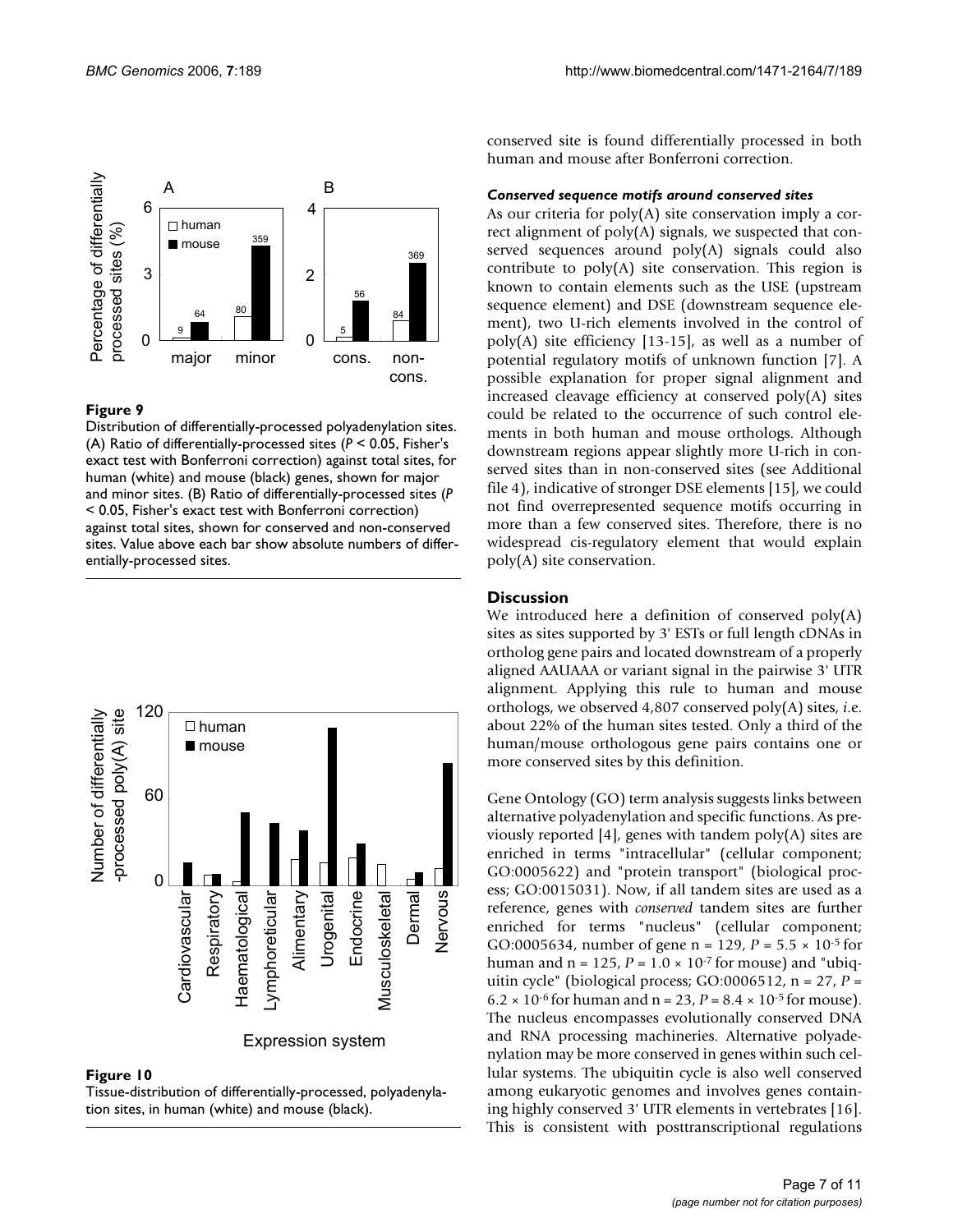**Figure 9**

Distribution of differentially-processed polyadenylation sites. (A) Ratio of differentially-processed sites ($P < 0.05$, Fisher's exact test with Bonferroni correction) against total sites, for human (white) and mouse (black) genes, shown for major and minor sites. (B) Ratio of differentially-processed sites ($P < 0.05$, Fisher's exact test with Bonferroni correction) against total sites, shown for conserved and non-conserved sites. Value above each bar show absolute numbers of differentially-processed sites.

**Figure 10**

Tissue-distribution of differentially-processed, polyadenylation sites, in human (white) and mouse (black).

conserved site is found differentially processed in both human and mouse after Bonferroni correction.

### *Conserved sequence motifs around conserved sites*

As our criteria for poly(A) site conservation imply a correct alignment of poly(A) signals, we suspected that conserved sequences around poly(A) signals could also contribute to poly(A) site conservation. This region is known to contain elements such as the USE (upstream sequence element) and DSE (downstream sequence element), two U-rich elements involved in the control of poly(A) site efficiency [13-15], as well as a number of potential regulatory motifs of unknown function [7]. A possible explanation for proper signal alignment and increased cleavage efficiency at conserved poly(A) sites could be related to the occurrence of such control elements in both human and mouse orthologs. Although downstream regions appear slightly more U-rich in conserved sites than in non-conserved sites (see Additional file 4), indicative of stronger DSE elements [15], we could not find overrepresented sequence motifs occurring in more than a few conserved sites. Therefore, there is no widespread cis-regulatory element that would explain poly(A) site conservation.

## Discussion

We introduced here a definition of conserved poly(A) sites as sites supported by 3' ESTs or full length cDNAs in ortholog gene pairs and located downstream of a properly aligned AAUAAA or variant signal in the pairwise 3' UTR alignment. Applying this rule to human and mouse orthologs, we observed 4,807 conserved poly(A) sites, *i.e.* about 22% of the human sites tested. Only a third of the human/mouse orthologous gene pairs contains one or more conserved sites by this definition.

Gene Ontology (GO) term analysis suggests links between alternative polyadenylation and specific functions. As previously reported [4], genes with tandem poly(A) sites are enriched in terms "intracellular" (cellular component; GO:0005622) and "protein transport" (biological process; GO:0015031). Now, if all tandem sites are used as a reference, genes with *conserved* tandem sites are further enriched for terms "nucleus" (cellular component; GO:0005634, number of gene n = 129, $P = 5.5 \times 10^{-5}$ for human and n = 125, $P = 1.0 \times 10^{-7}$ for mouse) and "ubiquitin cycle" (biological process; GO:0006512, n = 27, $P = 6.2 \times 10^{-6}$ for human and n = 23, $P = 8.4 \times 10^{-5}$ for mouse). The nucleus encompasses evolutionally conserved DNA and RNA processing machineries. Alternative polyadenylation may be more conserved in genes within such cellular systems. The ubiquitin cycle is also well conserved among eukaryotic genomes and involves genes containing highly conserved 3' UTR elements in vertebrates [16]. This is consistent with posttranscriptional regulations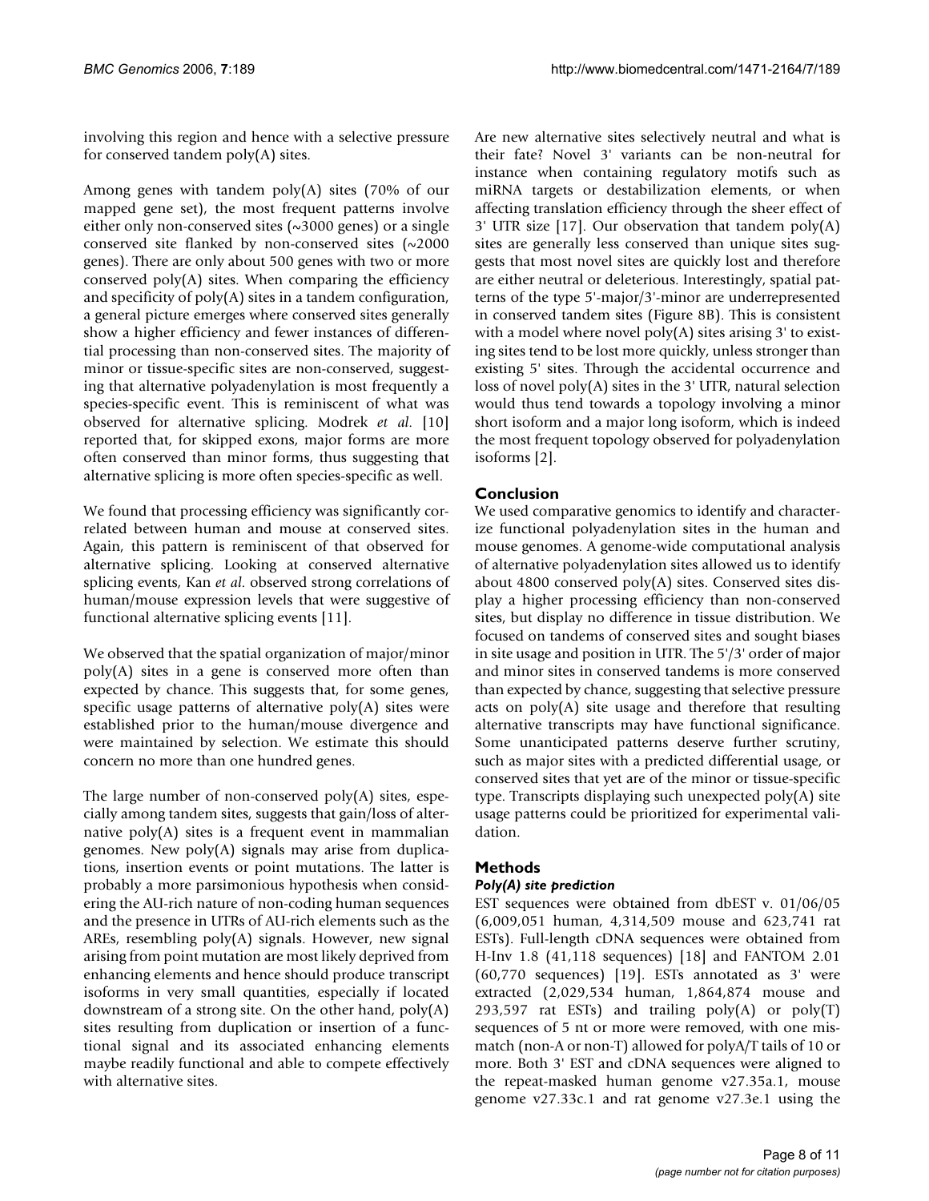involving this region and hence with a selective pressure for conserved tandem poly(A) sites.

Among genes with tandem poly(A) sites (70% of our mapped gene set), the most frequent patterns involve either only non-conserved sites (~3000 genes) or a single conserved site flanked by non-conserved sites (~2000 genes). There are only about 500 genes with two or more conserved poly(A) sites. When comparing the efficiency and specificity of poly(A) sites in a tandem configuration, a general picture emerges where conserved sites generally show a higher efficiency and fewer instances of differential processing than non-conserved sites. The majority of minor or tissue-specific sites are non-conserved, suggesting that alternative polyadenylation is most frequently a species-specific event. This is reminiscent of what was observed for alternative splicing. Modrek *et al*. [10] reported that, for skipped exons, major forms are more often conserved than minor forms, thus suggesting that alternative splicing is more often species-specific as well.

We found that processing efficiency was significantly correlated between human and mouse at conserved sites. Again, this pattern is reminiscent of that observed for alternative splicing. Looking at conserved alternative splicing events, Kan *et al*. observed strong correlations of human/mouse expression levels that were suggestive of functional alternative splicing events [11].

We observed that the spatial organization of major/minor poly(A) sites in a gene is conserved more often than expected by chance. This suggests that, for some genes, specific usage patterns of alternative poly(A) sites were established prior to the human/mouse divergence and were maintained by selection. We estimate this should concern no more than one hundred genes.

The large number of non-conserved poly(A) sites, especially among tandem sites, suggests that gain/loss of alternative poly(A) sites is a frequent event in mammalian genomes. New poly(A) signals may arise from duplications, insertion events or point mutations. The latter is probably a more parsimonious hypothesis when considering the AU-rich nature of non-coding human sequences and the presence in UTRs of AU-rich elements such as the AREs, resembling poly(A) signals. However, new signal arising from point mutation are most likely deprived from enhancing elements and hence should produce transcript isoforms in very small quantities, especially if located downstream of a strong site. On the other hand, poly(A) sites resulting from duplication or insertion of a functional signal and its associated enhancing elements maybe readily functional and able to compete effectively with alternative sites.

Are new alternative sites selectively neutral and what is their fate? Novel 3' variants can be non-neutral for instance when containing regulatory motifs such as miRNA targets or destabilization elements, or when affecting translation efficiency through the sheer effect of 3' UTR size [17]. Our observation that tandem poly(A) sites are generally less conserved than unique sites suggests that most novel sites are quickly lost and therefore are either neutral or deleterious. Interestingly, spatial patterns of the type 5'-major/3'-minor are underrepresented in conserved tandem sites (Figure 8B). This is consistent with a model where novel poly(A) sites arising 3' to existing sites tend to be lost more quickly, unless stronger than existing 5' sites. Through the accidental occurrence and loss of novel poly(A) sites in the 3' UTR, natural selection would thus tend towards a topology involving a minor short isoform and a major long isoform, which is indeed the most frequent topology observed for polyadenylation isoforms [2].

## Conclusion

We used comparative genomics to identify and characterize functional polyadenylation sites in the human and mouse genomes. A genome-wide computational analysis of alternative polyadenylation sites allowed us to identify about 4800 conserved poly(A) sites. Conserved sites display a higher processing efficiency than non-conserved sites, but display no difference in tissue distribution. We focused on tandems of conserved sites and sought biases in site usage and position in UTR. The 5'/3' order of major and minor sites in conserved tandems is more conserved than expected by chance, suggesting that selective pressure acts on poly(A) site usage and therefore that resulting alternative transcripts may have functional significance. Some unanticipated patterns deserve further scrutiny, such as major sites with a predicted differential usage, or conserved sites that yet are of the minor or tissue-specific type. Transcripts displaying such unexpected poly(A) site usage patterns could be prioritized for experimental validation.

## Methods

### *Poly(A) site prediction*

EST sequences were obtained from dbEST v. 01/06/05 (6,009,051 human, 4,314,509 mouse and 623,741 rat ESTs). Full-length cDNA sequences were obtained from H-Inv 1.8 (41,118 sequences) [18] and FANTOM 2.01 (60,770 sequences) [19]. ESTs annotated as 3' were extracted (2,029,534 human, 1,864,874 mouse and 293,597 rat ESTs) and trailing poly(A) or poly(T) sequences of 5 nt or more were removed, with one mismatch (non-A or non-T) allowed for polyA/T tails of 10 or more. Both 3' EST and cDNA sequences were aligned to the repeat-masked human genome v27.35a.1, mouse genome v27.33c.1 and rat genome v27.3e.1 using the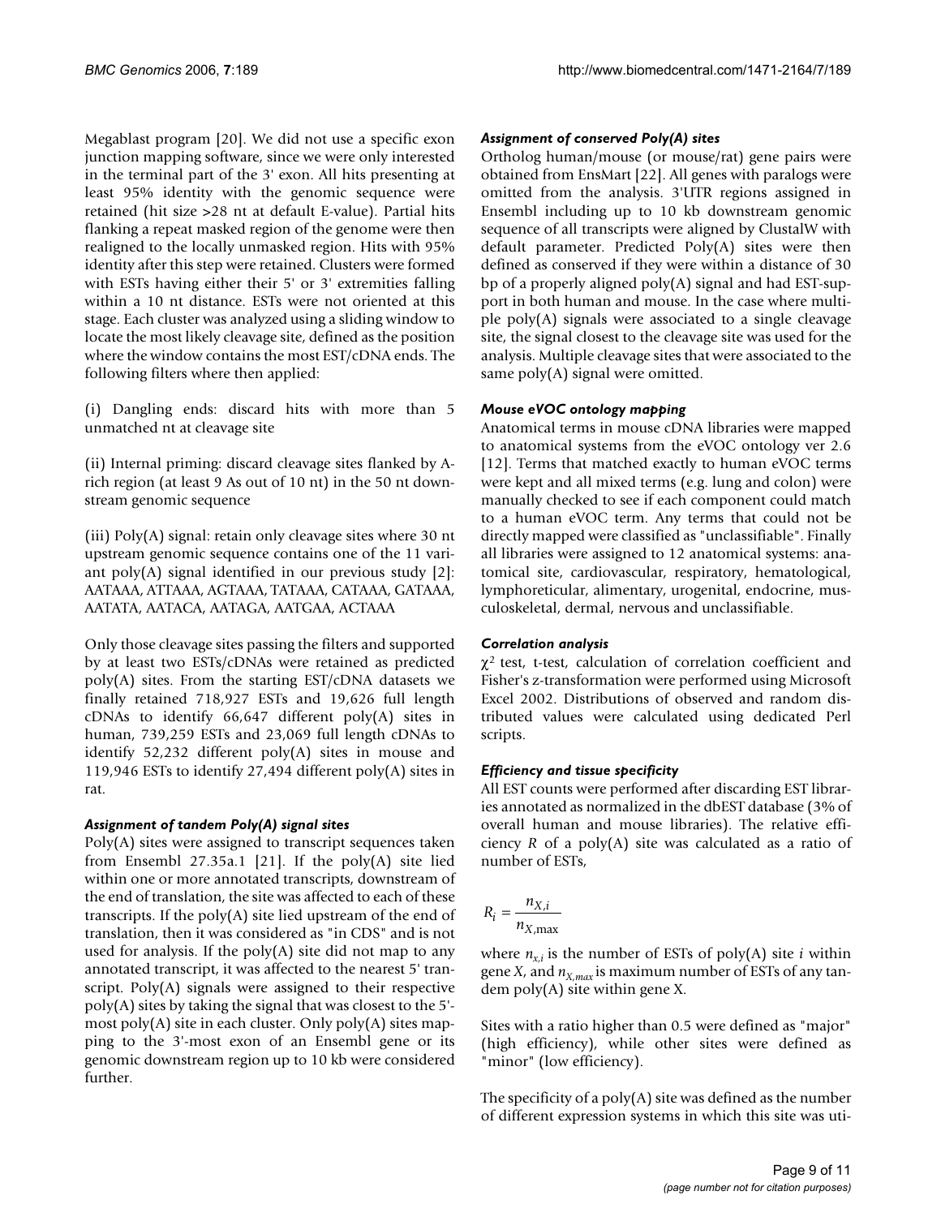Megablast program [20]. We did not use a specific exon junction mapping software, since we were only interested in the terminal part of the 3' exon. All hits presenting at least 95% identity with the genomic sequence were retained (hit size >28 nt at default E-value). Partial hits flanking a repeat masked region of the genome were then realigned to the locally unmasked region. Hits with 95% identity after this step were retained. Clusters were formed with ESTs having either their 5' or 3' extremities falling within a 10 nt distance. ESTs were not oriented at this stage. Each cluster was analyzed using a sliding window to locate the most likely cleavage site, defined as the position where the window contains the most EST/cDNA ends. The following filters where then applied:

(i) Dangling ends: discard hits with more than 5 unmatched nt at cleavage site

(ii) Internal priming: discard cleavage sites flanked by A-rich region (at least 9 As out of 10 nt) in the 50 nt downstream genomic sequence

(iii) Poly(A) signal: retain only cleavage sites where 30 nt upstream genomic sequence contains one of the 11 variant poly(A) signal identified in our previous study [2]: AATAAA, ATTAAA, AGTAAA, TATAAA, CATAAA, GATAAA, AATATA, AATACA, AATAGA, AATGAA, ACTAAA

Only those cleavage sites passing the filters and supported by at least two ESTs/cDNAs were retained as predicted poly(A) sites. From the starting EST/cDNA datasets we finally retained 718,927 ESTs and 19,626 full length cDNAs to identify 66,647 different poly(A) sites in human, 739,259 ESTs and 23,069 full length cDNAs to identify 52,232 different poly(A) sites in mouse and 119,946 ESTs to identify 27,494 different poly(A) sites in rat.

### *Assignment of tandem Poly(A) signal sites*

Poly(A) sites were assigned to transcript sequences taken from Ensembl 27.35a.1 [21]. If the poly(A) site lied within one or more annotated transcripts, downstream of the end of translation, the site was affected to each of these transcripts. If the poly(A) site lied upstream of the end of translation, then it was considered as "in CDS" and is not used for analysis. If the poly(A) site did not map to any annotated transcript, it was affected to the nearest 5' transcript. Poly(A) signals were assigned to their respective poly(A) sites by taking the signal that was closest to the 5'-most poly(A) site in each cluster. Only poly(A) sites mapping to the 3'-most exon of an Ensembl gene or its genomic downstream region up to 10 kb were considered further.

### *Assignment of conserved Poly(A) sites*

Ortholog human/mouse (or mouse/rat) gene pairs were obtained from EnsMart [22]. All genes with paralogs were omitted from the analysis. 3'UTR regions assigned in Ensembl including up to 10 kb downstream genomic sequence of all transcripts were aligned by ClustalW with default parameter. Predicted Poly(A) sites were then defined as conserved if they were within a distance of 30 bp of a properly aligned poly(A) signal and had EST-support in both human and mouse. In the case where multiple poly(A) signals were associated to a single cleavage site, the signal closest to the cleavage site was used for the analysis. Multiple cleavage sites that were associated to the same poly(A) signal were omitted.

### *Mouse eVOC ontology mapping*

Anatomical terms in mouse cDNA libraries were mapped to anatomical systems from the eVOC ontology ver 2.6 [12]. Terms that matched exactly to human eVOC terms were kept and all mixed terms (e.g. lung and colon) were manually checked to see if each component could match to a human eVOC term. Any terms that could not be directly mapped were classified as "unclassifiable". Finally all libraries were assigned to 12 anatomical systems: anatomical site, cardiovascular, respiratory, hematological, lymphoreticular, alimentary, urogenital, endocrine, musculoskeletal, dermal, nervous and unclassifiable.

### *Correlation analysis*

$\chi^2$ test, t-test, calculation of correlation coefficient and Fisher's z-transformation were performed using Microsoft Excel 2002. Distributions of observed and random distributed values were calculated using dedicated Perl scripts.

### *Efficiency and tissue specificity*

All EST counts were performed after discarding EST libraries annotated as normalized in the dbEST database (3% of overall human and mouse libraries). The relative efficiency *R* of a poly(A) site was calculated as a ratio of number of ESTs,

$$R_i = \frac{n_{X,i}}{n_{X,\max}}$$

where $n_{x,i}$ is the number of ESTs of poly(A) site *i* within gene *X*, and $n_{X,max}$ is maximum number of ESTs of any tandem poly(A) site within gene X.

Sites with a ratio higher than 0.5 were defined as "major" (high efficiency), while other sites were defined as "minor" (low efficiency).

The specificity of a poly(A) site was defined as the number of different expression systems in which this site was uti-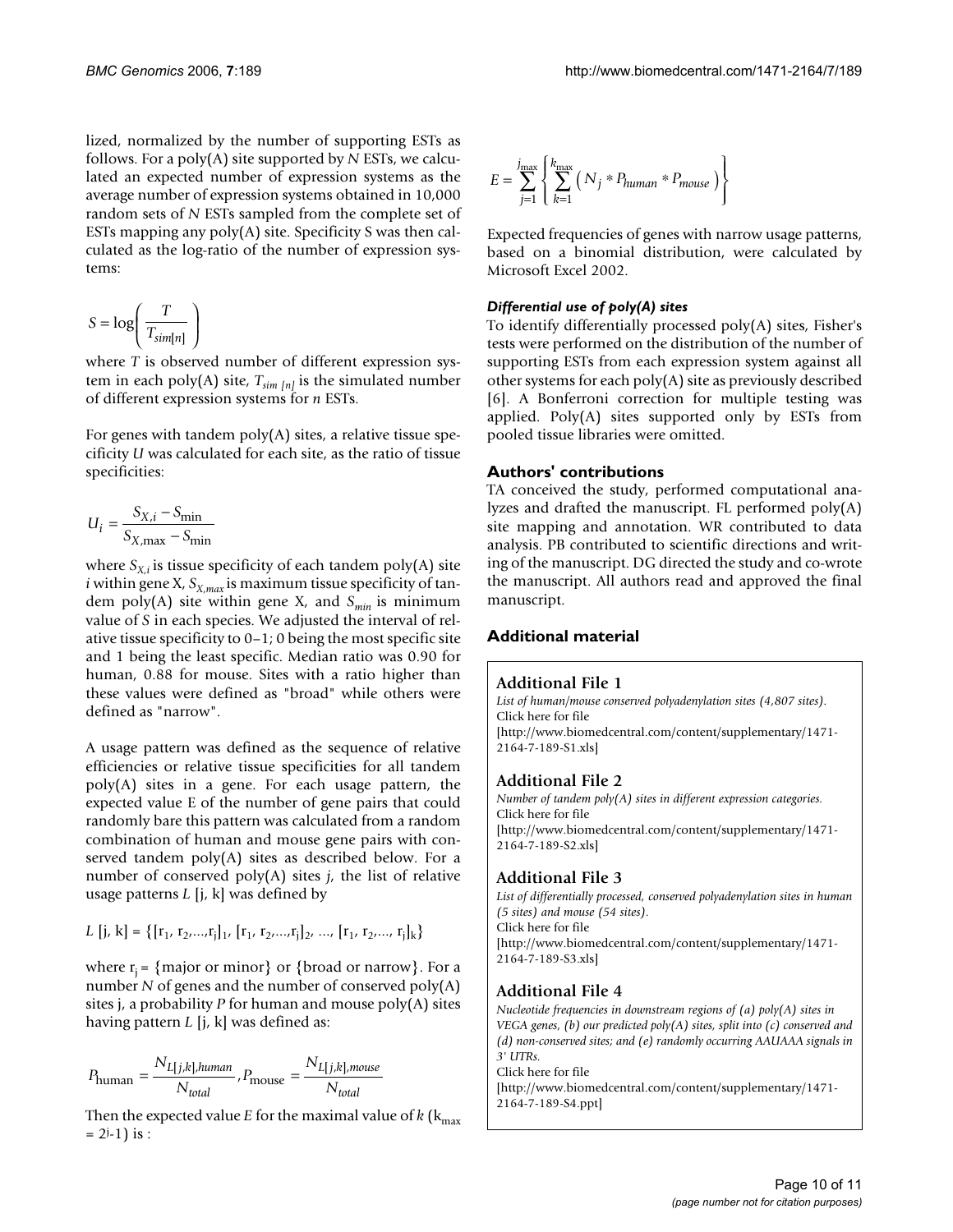lized, normalized by the number of supporting ESTs as follows. For a poly(A) site supported by $N$ ESTs, we calculated an expected number of expression systems as the average number of expression systems obtained in 10,000 random sets of $N$ ESTs sampled from the complete set of ESTs mapping any poly(A) site. Specificity S was then calculated as the log-ratio of the number of expression systems:

$$S = \log\left(\frac{T}{T_{sim[n]}}\right)$$

where $T$ is observed number of different expression system in each poly(A) site, $T_{sim\,[n]}$ is the simulated number of different expression systems for $n$ ESTs.

For genes with tandem poly(A) sites, a relative tissue specificity $U$ was calculated for each site, as the ratio of tissue specificities:

$$U_i = \frac{S_{X,i} - S_{\min}}{S_{X,\max} - S_{\min}}$$

where $S_{X,i}$ is tissue specificity of each tandem poly(A) site $i$ within gene X, $S_{X,max}$ is maximum tissue specificity of tandem poly(A) site within gene X, and $S_{min}$ is minimum value of $S$ in each species. We adjusted the interval of relative tissue specificity to 0–1; 0 being the most specific site and 1 being the least specific. Median ratio was 0.90 for human, 0.88 for mouse. Sites with a ratio higher than these values were defined as "broad" while others were defined as "narrow".

A usage pattern was defined as the sequence of relative efficiencies or relative tissue specificities for all tandem poly(A) sites in a gene. For each usage pattern, the expected value E of the number of gene pairs that could randomly bare this pattern was calculated from a random combination of human and mouse gene pairs with conserved tandem poly(A) sites as described below. For a number of conserved poly(A) sites $j$, the list of relative usage patterns $L$ [j, k] was defined by

$$L\,[j, k] = \{[r_1, r_2,\ldots,r_j]_1, [r_1, r_2,\ldots,r_j]_2, \ldots, [r_1, r_2,\ldots, r_j]_k\}$$

where $r_j$ = {major or minor} or {broad or narrow}. For a number $N$ of genes and the number of conserved poly(A) sites j, a probability $P$ for human and mouse poly(A) sites having pattern $L$ [j, k] was defined as:

$$P_{\text{human}} = \frac{N_{L[j,k],human}}{N_{total}}, P_{\text{mouse}} = \frac{N_{L[j,k],mouse}}{N_{total}}$$

Then the expected value $E$ for the maximal value of $k$ ($k_{max} = 2^j - 1$) is :

$$E = \sum_{j=1}^{j_{\max}} \left\{ \sum_{k=1}^{k_{\max}} \left( N_j * P_{human} * P_{mouse} \right) \right\}$$

Expected frequencies of genes with narrow usage patterns, based on a binomial distribution, were calculated by Microsoft Excel 2002.

### *Differential use of poly(A) sites*

To identify differentially processed poly(A) sites, Fisher's tests were performed on the distribution of the number of supporting ESTs from each expression system against all other systems for each poly(A) site as previously described [6]. A Bonferroni correction for multiple testing was applied. Poly(A) sites supported only by ESTs from pooled tissue libraries were omitted.

## Authors' contributions

TA conceived the study, performed computational analyzes and drafted the manuscript. FL performed poly(A) site mapping and annotation. WR contributed to data analysis. PB contributed to scientific directions and writing of the manuscript. DG directed the study and co-wrote the manuscript. All authors read and approved the final manuscript.

## Additional material

### Additional File 1

*List of human/mouse conserved polyadenylation sites (4,807 sites).*
Click here for file
[http://www.biomedcentral.com/content/supplementary/1471-2164-7-189-S1.xls]

### Additional File 2

*Number of tandem poly(A) sites in different expression categories.*
Click here for file
[http://www.biomedcentral.com/content/supplementary/1471-2164-7-189-S2.xls]

### Additional File 3

*List of differentially processed, conserved polyadenylation sites in human (5 sites) and mouse (54 sites).*
Click here for file
[http://www.biomedcentral.com/content/supplementary/1471-2164-7-189-S3.xls]

### Additional File 4

*Nucleotide frequencies in downstream regions of (a) poly(A) sites in VEGA genes, (b) our predicted poly(A) sites, split into (c) conserved and (d) non-conserved sites; and (e) randomly occurring AAUAAA signals in 3' UTRs.*
Click here for file
[http://www.biomedcentral.com/content/supplementary/1471-2164-7-189-S4.ppt]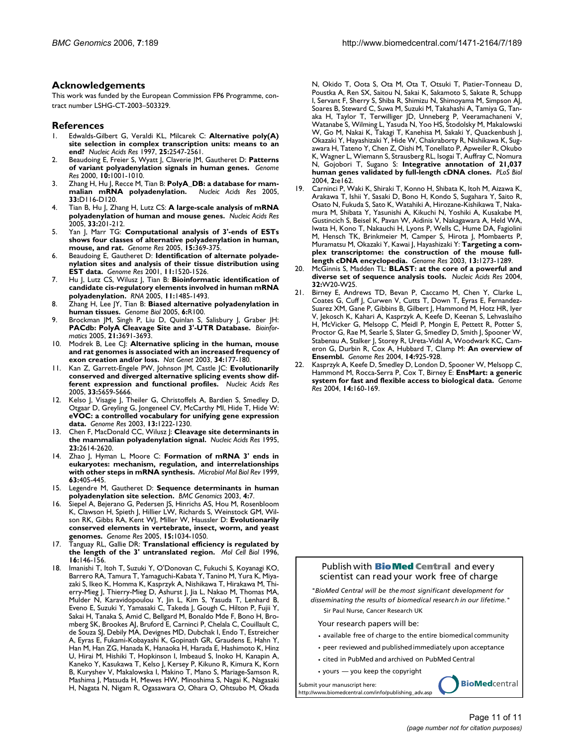## Acknowledgements

This work was funded by the European Commission FP6 Programme, contract number LSHG-CT-2003–503329.

## References

1. Edwalds-Gilbert G, Veraldi KL, Milcarek C: **Alternative poly(A) site selection in complex transcription units: means to an end?** *Nucleic Acids Res* 1997, **25:**2547-2561.
2. Beaudoing E, Freier S, Wyatt J, Claverie JM, Gautheret D: **Patterns of variant polyadenylation signals in human genes.** *Genome Res* 2000, **10:**1001-1010.
3. Zhang H, Hu J, Recce M, Tian B: **PolyA_DB: a database for mammalian mRNA polyadenylation.** *Nucleic Acids Res* 2005, **33:**D116-D120.
4. Tian B, Hu J, Zhang H, Lutz CS: **A large-scale analysis of mRNA polyadenylation of human and mouse genes.** *Nucleic Acids Res* 2005, **33:**201-212.
5. Yan J, Marr TG: **Computational analysis of 3'-ends of ESTs shows four classes of alternative polyadenylation in human, mouse, and rat.** *Genome Res* 2005, **15:**369-375.
6. Beaudoing E, Gautheret D: **Identification of alternate polyadenylation sites and analysis of their tissue distribution using EST data.** *Genome Res* 2001, **11:**1520-1526.
7. Hu J, Lutz CS, Wilusz J, Tian B: **Bioinformatic identification of candidate cis-regulatory elements involved in human mRNA polyadenylation.** *RNA* 2005, **11:**1485-1493.
8. Zhang H, Lee JY, Tian B: **Biased alternative polyadenylation in human tissues.** *Genome Biol* 2005, **6:**R100.
9. Brockman JM, Singh P, Liu D, Quinlan S, Salisbury J, Graber JH: **PACdb: PolyA Cleavage Site and 3'-UTR Database.** *Bioinformatics* 2005, **21:**3691-3693.
10. Modrek B, Lee CJ: **Alternative splicing in the human, mouse and rat genomes is associated with an increased frequency of exon creation and/or loss.** *Nat Genet* 2003, **34:**177-180.
11. Kan Z, Garrett-Engele PW, Johnson JM, Castle JC: **Evolutionarily conserved and diverged alternative splicing events show different expression and functional profiles.** *Nucleic Acids Res* 2005, **33:**5659-5666.
12. Kelso J, Visagie J, Theiler G, Christoffels A, Bardien S, Smedley D, Otgaar D, Greyling G, Jongeneel CV, McCarthy MI, Hide T, Hide W: **eVOC: a controlled vocabulary for unifying gene expression data.** *Genome Res* 2003, **13:**1222-1230.
13. Chen F, MacDonald CC, Wilusz J: **Cleavage site determinants in the mammalian polyadenylation signal.** *Nucleic Acids Res* 1995, **23:**2614-2620.
14. Zhao J, Hyman L, Moore C: **Formation of mRNA 3' ends in eukaryotes: mechanism, regulation, and interrelationships with other steps in mRNA synthesis.** *Microbiol Mol Biol Rev* 1999, **63:**405-445.
15. Legendre M, Gautheret D: **Sequence determinants in human polyadenylation site selection.** *BMC Genomics* 2003, **4:**7.
16. Siepel A, Bejerano G, Pedersen JS, Hinrichs AS, Hou M, Rosenbloom K, Clawson H, Spieth J, Hillier LW, Richards S, Weinstock GM, Wilson RK, Gibbs RA, Kent WJ, Miller W, Haussler D: **Evolutionarily conserved elements in vertebrate, insect, worm, and yeast genomes.** *Genome Res* 2005, **15:**1034-1050.
17. Tanguay RL, Gallie DR: **Translational efficiency is regulated by the length of the 3' untranslated region.** *Mol Cell Biol* 1996, **16:**146-156.
18. Imanishi T, Itoh T, Suzuki Y, O'Donovan C, Fukuchi S, Koyanagi KO, Barrero RA, Tamura T, Yamaguchi-Kabata Y, Tanino M, Yura K, Miyazaki S, Ikeo K, Homma K, Kasprzyk A, Nishikawa T, Hirakawa M, Thierry-Mieg J, Thierry-Mieg D, Ashurst J, Jia L, Nakao M, Thomas MA, Mulder N, Karavidopoulou Y, Jin L, Kim S, Yasuda T, Lenhard B, Eveno E, Suzuki Y, Yamasaki C, Takeda J, Gough C, Hilton P, Fujii Y, Sakai H, Tanaka S, Amid C, Bellgard M, Bonaldo Mde F, Bono H, Bromberg SK, Brookes AJ, Bruford E, Carninci P, Chelala C, Couillault C, de Souza SJ, Debily MA, Devignes MD, Dubchak I, Endo T, Estreicher A, Eyras E, Fukami-Kobayashi K, Gopinath GR, Graudens E, Hahn Y, Han M, Han ZG, Hanada K, Hanaoka H, Harada E, Hashimoto K, Hinz U, Hirai M, Hishiki T, Hopkinson I, Imbeaud S, Inoko H, Kanapin A, Kaneko Y, Kasukawa T, Kelso J, Kersey P, Kikuno R, Kimura K, Korn B, Kuryshev V, Makalowska I, Makino T, Mano S, Mariage-Samson R, Mashima J, Matsuda H, Mewes HW, Minoshima S, Nagai K, Nagasaki H, Nagata N, Nigam R, Ogasawara O, Ohara O, Ohtsubo M, Okada N, Okido T, Oota S, Ota M, Ota T, Otsuki T, Piatier-Tonneau D, Poustka A, Ren SX, Saitou N, Sakai K, Sakamoto S, Sakate R, Schupp I, Servant F, Sherry S, Shiba R, Shimizu N, Shimoyama M, Simpson AJ, Soares B, Steward C, Suwa M, Suzuki M, Takahashi A, Tamiya G, Tanaka H, Taylor T, Terwilliger JD, Unneberg P, Veeramachaneni V, Watanabe S, Wilming L, Yasuda N, Yoo HS, Stodolsky M, Makalowski W, Go M, Nakai K, Takagi T, Kanehisa M, Sakaki Y, Quackenbush J, Okazaki Y, Hayashizaki Y, Hide W, Chakraborty R, Nishikawa K, Sugawara H, Tateno Y, Chen Z, Oishi M, Tonellato P, Apweiler R, Okubo K, Wagner L, Wiemann S, Strausberg RL, Isogai T, Auffray C, Nomura N, Gojobori T, Sugano S: **Integrative annotation of 21,037 human genes validated by full-length cDNA clones.** *PLoS Biol* 2004, **2:**e162.
19. Carninci P, Waki K, Shiraki T, Konno H, Shibata K, Itoh M, Aizawa K, Arakawa T, Ishii Y, Sasaki D, Bono H, Kondo S, Sugahara Y, Saito R, Osato N, Fukuda S, Sato K, Watahiki A, Hirozane-Kishikawa T, Nakamura M, Shibata Y, Yasunishi A, Kikuchi N, Yoshiki A, Kusakabe M, Gustincich S, Beisel K, Pavan W, Aidinis V, Nakagawara A, Held WA, Iwata H, Kono T, Nakauchi H, Lyons P, Wells C, Hume DA, Fagiolini M, Hensch TK, Brinkmeier M, Camper S, Hirota J, Mombaerts P, Muramatsu M, Okazaki Y, Kawai J, Hayashizaki Y: **Targeting a complex transcriptome: the construction of the mouse full-length cDNA encyclopedia.** *Genome Res* 2003, **13:**1273-1289.
20. McGinnis S, Madden TL: **BLAST: at the core of a powerful and diverse set of sequence analysis tools.** *Nucleic Acids Res* 2004, **32:**W20-W25.
21. Birney E, Andrews TD, Bevan P, Caccamo M, Chen Y, Clarke L, Coates G, Cuff J, Curwen V, Cutts T, Down T, Eyras E, Fernandez-Suarez XM, Gane P, Gibbins B, Gilbert J, Hammond M, Hotz HR, Iyer V, Jekosch K, Kahari A, Kasprzyk A, Keefe D, Keenan S, Lehvaslaiho H, McVicker G, Melsopp C, Meidl P, Mongin E, Pettett R, Potter S, Proctor G, Rae M, Searle S, Slater G, Smedley D, Smith J, Spooner W, Stabenau A, Stalker J, Storey R, Ureta-Vidal A, Woodwark KC, Cameron G, Durbin R, Cox A, Hubbard T, Clamp M: **An overview of Ensembl.** *Genome Res* 2004, **14:**925-928.
22. Kasprzyk A, Keefe D, Smedley D, London D, Spooner W, Melsopp C, Hammond M, Rocca-Serra P, Cox T, Birney E: **EnsMart: a generic system for fast and flexible access to biological data.** *Genome Res* 2004, **14:**160-169.

Publish with **BioMed Central** and every scientist can read your work free of charge

*"BioMed Central will be the most significant development for disseminating the results of biomedical research in our lifetime."*

Sir Paul Nurse, Cancer Research UK

Your research papers will be:

- available free of charge to the entire biomedical community
- peer reviewed and published immediately upon acceptance
- cited in PubMed and archived on PubMed Central
- yours — you keep the copyright

Submit your manuscript here:
http://www.biomedcentral.com/info/publishing_adv.asp

BioMedcentral